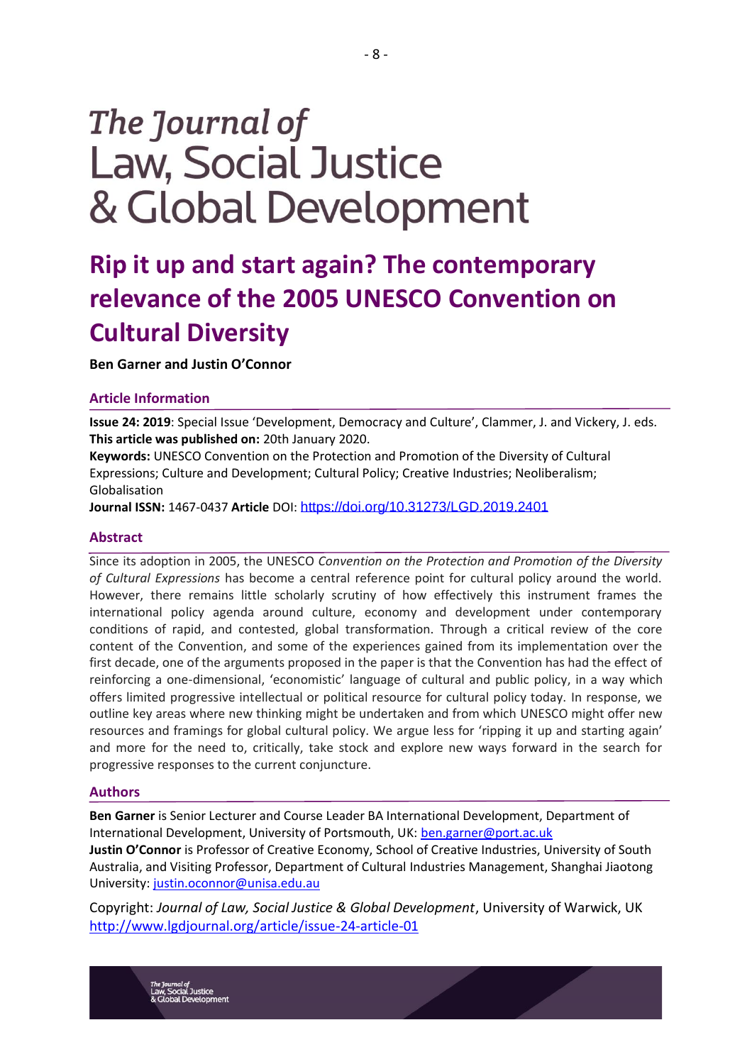# The Journal of Law, Social Justice & Global Development

# Rip it up and start again? The contemporary relevance of the 2005 UNESCO Convention on Cultural Diversity

**Ben Garner and Justin O'Connor**

## Article Information

**Issue 24: 2019**: Special Issue 'Development, Democracy and Culture', Clammer, J. and Vickery, J. eds.
**This article was published on:** 20th January 2020.
**Keywords:** UNESCO Convention on the Protection and Promotion of the Diversity of Cultural Expressions; Culture and Development; Cultural Policy; Creative Industries; Neoliberalism; Globalisation
**Journal ISSN:** 1467-0437 **Article** DOI: https://doi.org/10.31273/LGD.2019.2401

## Abstract

Since its adoption in 2005, the UNESCO *Convention on the Protection and Promotion of the Diversity of Cultural Expressions* has become a central reference point for cultural policy around the world. However, there remains little scholarly scrutiny of how effectively this instrument frames the international policy agenda around culture, economy and development under contemporary conditions of rapid, and contested, global transformation. Through a critical review of the core content of the Convention, and some of the experiences gained from its implementation over the first decade, one of the arguments proposed in the paper is that the Convention has had the effect of reinforcing a one-dimensional, 'economistic' language of cultural and public policy, in a way which offers limited progressive intellectual or political resource for cultural policy today. In response, we outline key areas where new thinking might be undertaken and from which UNESCO might offer new resources and framings for global cultural policy. We argue less for 'ripping it up and starting again' and more for the need to, critically, take stock and explore new ways forward in the search for progressive responses to the current conjuncture.

## Authors

**Ben Garner** is Senior Lecturer and Course Leader BA International Development, Department of International Development, University of Portsmouth, UK: ben.garner@port.ac.uk
**Justin O'Connor** is Professor of Creative Economy, School of Creative Industries, University of South Australia, and Visiting Professor, Department of Cultural Industries Management, Shanghai Jiaotong University: justin.oconnor@unisa.edu.au

Copyright: *Journal of Law, Social Justice & Global Development*, University of Warwick, UK
http://www.lgdjournal.org/article/issue-24-article-01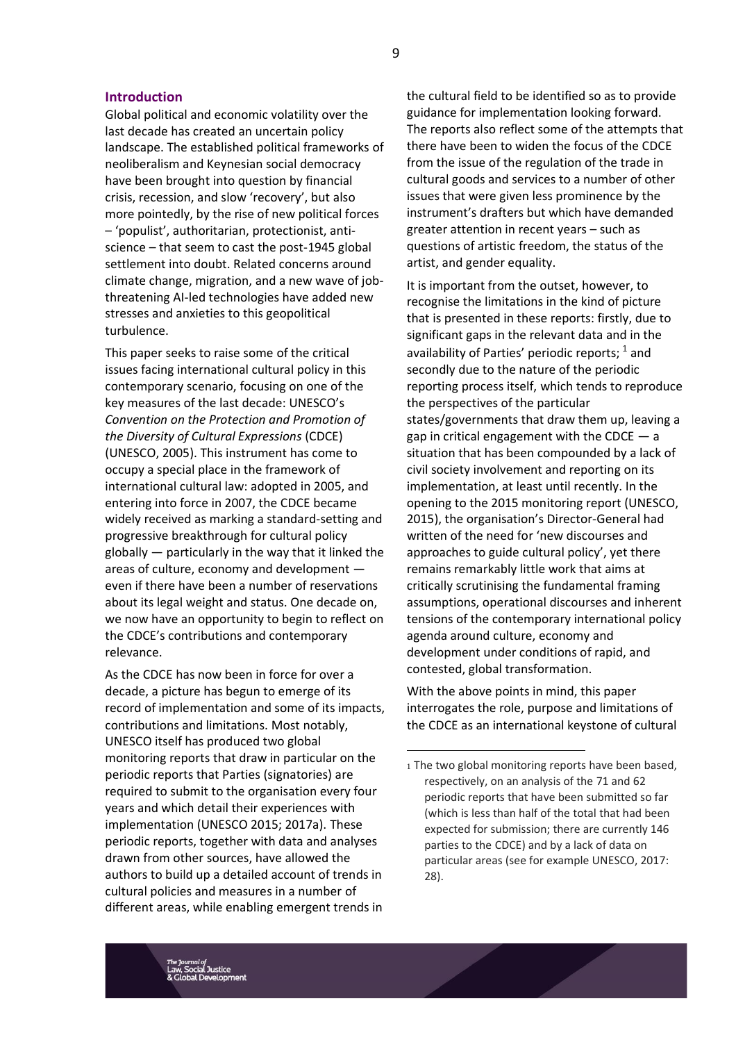## Introduction

Global political and economic volatility over the last decade has created an uncertain policy landscape. The established political frameworks of neoliberalism and Keynesian social democracy have been brought into question by financial crisis, recession, and slow 'recovery', but also more pointedly, by the rise of new political forces – 'populist', authoritarian, protectionist, anti-science – that seem to cast the post-1945 global settlement into doubt. Related concerns around climate change, migration, and a new wave of job-threatening AI-led technologies have added new stresses and anxieties to this geopolitical turbulence.

This paper seeks to raise some of the critical issues facing international cultural policy in this contemporary scenario, focusing on one of the key measures of the last decade: UNESCO's *Convention on the Protection and Promotion of the Diversity of Cultural Expressions* (CDCE) (UNESCO, 2005). This instrument has come to occupy a special place in the framework of international cultural law: adopted in 2005, and entering into force in 2007, the CDCE became widely received as marking a standard-setting and progressive breakthrough for cultural policy globally — particularly in the way that it linked the areas of culture, economy and development — even if there have been a number of reservations about its legal weight and status. One decade on, we now have an opportunity to begin to reflect on the CDCE's contributions and contemporary relevance.

As the CDCE has now been in force for over a decade, a picture has begun to emerge of its record of implementation and some of its impacts, contributions and limitations. Most notably, UNESCO itself has produced two global monitoring reports that draw in particular on the periodic reports that Parties (signatories) are required to submit to the organisation every four years and which detail their experiences with implementation (UNESCO 2015; 2017a). These periodic reports, together with data and analyses drawn from other sources, have allowed the authors to build up a detailed account of trends in cultural policies and measures in a number of different areas, while enabling emergent trends in the cultural field to be identified so as to provide guidance for implementation looking forward. The reports also reflect some of the attempts that there have been to widen the focus of the CDCE from the issue of the regulation of the trade in cultural goods and services to a number of other issues that were given less prominence by the instrument's drafters but which have demanded greater attention in recent years – such as questions of artistic freedom, the status of the artist, and gender equality.

It is important from the outset, however, to recognise the limitations in the kind of picture that is presented in these reports: firstly, due to significant gaps in the relevant data and in the availability of Parties' periodic reports; [1] and secondly due to the nature of the periodic reporting process itself, which tends to reproduce the perspectives of the particular states/governments that draw them up, leaving a gap in critical engagement with the CDCE — a situation that has been compounded by a lack of civil society involvement and reporting on its implementation, at least until recently. In the opening to the 2015 monitoring report (UNESCO, 2015), the organisation's Director-General had written of the need for 'new discourses and approaches to guide cultural policy', yet there remains remarkably little work that aims at critically scrutinising the fundamental framing assumptions, operational discourses and inherent tensions of the contemporary international policy agenda around culture, economy and development under conditions of rapid, and contested, global transformation.

With the above points in mind, this paper interrogates the role, purpose and limitations of the CDCE as an international keystone of cultural

[1] The two global monitoring reports have been based, respectively, on an analysis of the 71 and 62 periodic reports that have been submitted so far (which is less than half of the total that had been expected for submission; there are currently 146 parties to the CDCE) and by a lack of data on particular areas (see for example UNESCO, 2017: 28).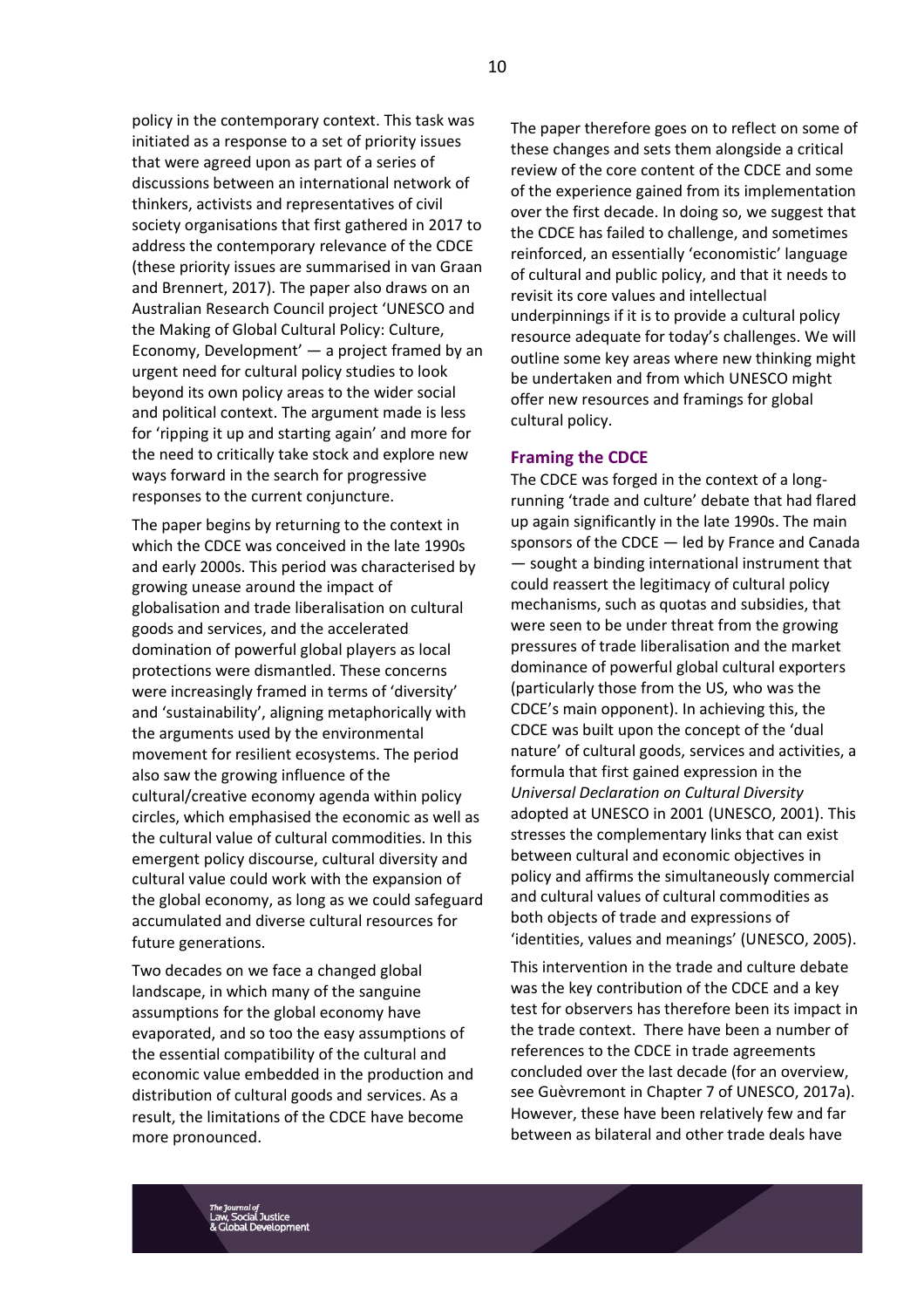policy in the contemporary context. This task was initiated as a response to a set of priority issues that were agreed upon as part of a series of discussions between an international network of thinkers, activists and representatives of civil society organisations that first gathered in 2017 to address the contemporary relevance of the CDCE (these priority issues are summarised in van Graan and Brennert, 2017). The paper also draws on an Australian Research Council project 'UNESCO and the Making of Global Cultural Policy: Culture, Economy, Development' — a project framed by an urgent need for cultural policy studies to look beyond its own policy areas to the wider social and political context. The argument made is less for 'ripping it up and starting again' and more for the need to critically take stock and explore new ways forward in the search for progressive responses to the current conjuncture.

The paper begins by returning to the context in which the CDCE was conceived in the late 1990s and early 2000s. This period was characterised by growing unease around the impact of globalisation and trade liberalisation on cultural goods and services, and the accelerated domination of powerful global players as local protections were dismantled. These concerns were increasingly framed in terms of 'diversity' and 'sustainability', aligning metaphorically with the arguments used by the environmental movement for resilient ecosystems. The period also saw the growing influence of the cultural/creative economy agenda within policy circles, which emphasised the economic as well as the cultural value of cultural commodities. In this emergent policy discourse, cultural diversity and cultural value could work with the expansion of the global economy, as long as we could safeguard accumulated and diverse cultural resources for future generations.

Two decades on we face a changed global landscape, in which many of the sanguine assumptions for the global economy have evaporated, and so too the easy assumptions of the essential compatibility of the cultural and economic value embedded in the production and distribution of cultural goods and services. As a result, the limitations of the CDCE have become more pronounced.

The paper therefore goes on to reflect on some of these changes and sets them alongside a critical review of the core content of the CDCE and some of the experience gained from its implementation over the first decade. In doing so, we suggest that the CDCE has failed to challenge, and sometimes reinforced, an essentially 'economistic' language of cultural and public policy, and that it needs to revisit its core values and intellectual underpinnings if it is to provide a cultural policy resource adequate for today's challenges. We will outline some key areas where new thinking might be undertaken and from which UNESCO might offer new resources and framings for global cultural policy.

## Framing the CDCE

The CDCE was forged in the context of a long-running 'trade and culture' debate that had flared up again significantly in the late 1990s. The main sponsors of the CDCE — led by France and Canada — sought a binding international instrument that could reassert the legitimacy of cultural policy mechanisms, such as quotas and subsidies, that were seen to be under threat from the growing pressures of trade liberalisation and the market dominance of powerful global cultural exporters (particularly those from the US, who was the CDCE's main opponent). In achieving this, the CDCE was built upon the concept of the 'dual nature' of cultural goods, services and activities, a formula that first gained expression in the *Universal Declaration on Cultural Diversity* adopted at UNESCO in 2001 (UNESCO, 2001). This stresses the complementary links that can exist between cultural and economic objectives in policy and affirms the simultaneously commercial and cultural values of cultural commodities as both objects of trade and expressions of 'identities, values and meanings' (UNESCO, 2005).

This intervention in the trade and culture debate was the key contribution of the CDCE and a key test for observers has therefore been its impact in the trade context. There have been a number of references to the CDCE in trade agreements concluded over the last decade (for an overview, see Guèvremont in Chapter 7 of UNESCO, 2017a). However, these have been relatively few and far between as bilateral and other trade deals have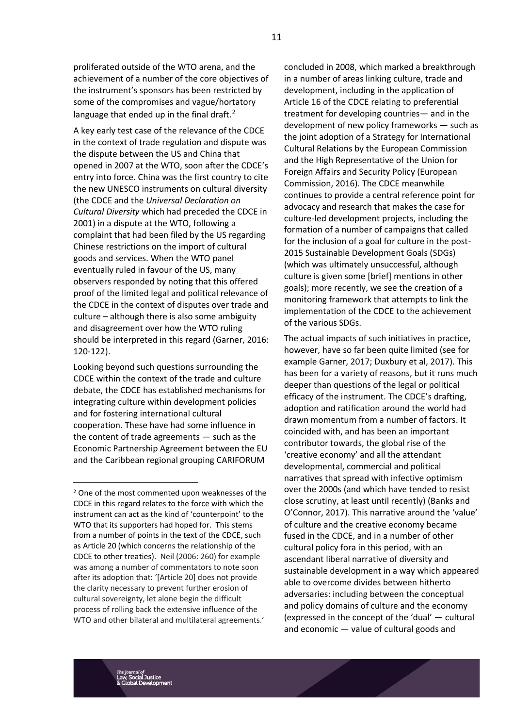proliferated outside of the WTO arena, and the achievement of a number of the core objectives of the instrument's sponsors has been restricted by some of the compromises and vague/hortatory language that ended up in the final draft.[2]

A key early test case of the relevance of the CDCE in the context of trade regulation and dispute was the dispute between the US and China that opened in 2007 at the WTO, soon after the CDCE's entry into force. China was the first country to cite the new UNESCO instruments on cultural diversity (the CDCE and the *Universal Declaration on Cultural Diversity* which had preceded the CDCE in 2001) in a dispute at the WTO, following a complaint that had been filed by the US regarding Chinese restrictions on the import of cultural goods and services. When the WTO panel eventually ruled in favour of the US, many observers responded by noting that this offered proof of the limited legal and political relevance of the CDCE in the context of disputes over trade and culture – although there is also some ambiguity and disagreement over how the WTO ruling should be interpreted in this regard (Garner, 2016: 120-122).

Looking beyond such questions surrounding the CDCE within the context of the trade and culture debate, the CDCE has established mechanisms for integrating culture within development policies and for fostering international cultural cooperation. These have had some influence in the content of trade agreements — such as the Economic Partnership Agreement between the EU and the Caribbean regional grouping CARIFORUM concluded in 2008, which marked a breakthrough in a number of areas linking culture, trade and development, including in the application of Article 16 of the CDCE relating to preferential treatment for developing countries— and in the development of new policy frameworks — such as the joint adoption of a Strategy for International Cultural Relations by the European Commission and the High Representative of the Union for Foreign Affairs and Security Policy (European Commission, 2016). The CDCE meanwhile continues to provide a central reference point for advocacy and research that makes the case for culture-led development projects, including the formation of a number of campaigns that called for the inclusion of a goal for culture in the post-2015 Sustainable Development Goals (SDGs) (which was ultimately unsuccessful, although culture is given some [brief] mentions in other goals); more recently, we see the creation of a monitoring framework that attempts to link the implementation of the CDCE to the achievement of the various SDGs.

The actual impacts of such initiatives in practice, however, have so far been quite limited (see for example Garner, 2017; Duxbury et al, 2017). This has been for a variety of reasons, but it runs much deeper than questions of the legal or political efficacy of the instrument. The CDCE's drafting, adoption and ratification around the world had drawn momentum from a number of factors. It coincided with, and has been an important contributor towards, the global rise of the 'creative economy' and all the attendant developmental, commercial and political narratives that spread with infective optimism over the 2000s (and which have tended to resist close scrutiny, at least until recently) (Banks and O'Connor, 2017). This narrative around the 'value' of culture and the creative economy became fused in the CDCE, and in a number of other cultural policy fora in this period, with an ascendant liberal narrative of diversity and sustainable development in a way which appeared able to overcome divides between hitherto adversaries: including between the conceptual and policy domains of culture and the economy (expressed in the concept of the 'dual' — cultural and economic — value of cultural goods and

[2] One of the most commented upon weaknesses of the CDCE in this regard relates to the force with which the instrument can act as the kind of 'counterpoint' to the WTO that its supporters had hoped for. This stems from a number of points in the text of the CDCE, such as Article 20 (which concerns the relationship of the CDCE to other treaties). Neil (2006: 260) for example was among a number of commentators to note soon after its adoption that: '[Article 20] does not provide the clarity necessary to prevent further erosion of cultural sovereignty, let alone begin the difficult process of rolling back the extensive influence of the WTO and other bilateral and multilateral agreements.'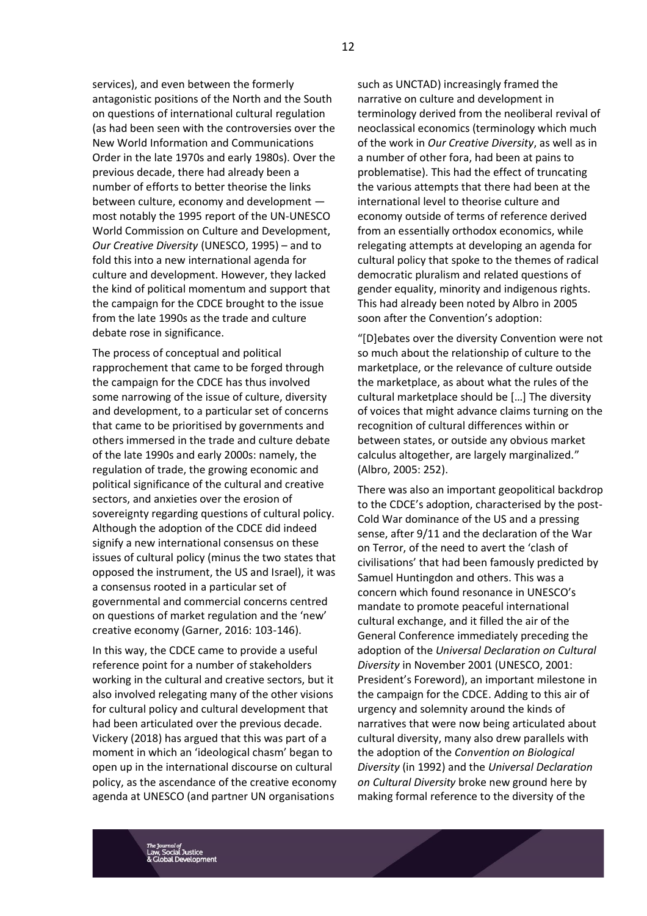services), and even between the formerly antagonistic positions of the North and the South on questions of international cultural regulation (as had been seen with the controversies over the New World Information and Communications Order in the late 1970s and early 1980s). Over the previous decade, there had already been a number of efforts to better theorise the links between culture, economy and development — most notably the 1995 report of the UN-UNESCO World Commission on Culture and Development, *Our Creative Diversity* (UNESCO, 1995) – and to fold this into a new international agenda for culture and development. However, they lacked the kind of political momentum and support that the campaign for the CDCE brought to the issue from the late 1990s as the trade and culture debate rose in significance.

The process of conceptual and political rapprochement that came to be forged through the campaign for the CDCE has thus involved some narrowing of the issue of culture, diversity and development, to a particular set of concerns that came to be prioritised by governments and others immersed in the trade and culture debate of the late 1990s and early 2000s: namely, the regulation of trade, the growing economic and political significance of the cultural and creative sectors, and anxieties over the erosion of sovereignty regarding questions of cultural policy. Although the adoption of the CDCE did indeed signify a new international consensus on these issues of cultural policy (minus the two states that opposed the instrument, the US and Israel), it was a consensus rooted in a particular set of governmental and commercial concerns centred on questions of market regulation and the 'new' creative economy (Garner, 2016: 103-146).

In this way, the CDCE came to provide a useful reference point for a number of stakeholders working in the cultural and creative sectors, but it also involved relegating many of the other visions for cultural policy and cultural development that had been articulated over the previous decade. Vickery (2018) has argued that this was part of a moment in which an 'ideological chasm' began to open up in the international discourse on cultural policy, as the ascendance of the creative economy agenda at UNESCO (and partner UN organisations such as UNCTAD) increasingly framed the narrative on culture and development in terminology derived from the neoliberal revival of neoclassical economics (terminology which much of the work in *Our Creative Diversity*, as well as in a number of other fora, had been at pains to problematise). This had the effect of truncating the various attempts that there had been at the international level to theorise culture and economy outside of terms of reference derived from an essentially orthodox economics, while relegating attempts at developing an agenda for cultural policy that spoke to the themes of radical democratic pluralism and related questions of gender equality, minority and indigenous rights. This had already been noted by Albro in 2005 soon after the Convention's adoption:

"[D]ebates over the diversity Convention were not so much about the relationship of culture to the marketplace, or the relevance of culture outside the marketplace, as about what the rules of the cultural marketplace should be […] The diversity of voices that might advance claims turning on the recognition of cultural differences within or between states, or outside any obvious market calculus altogether, are largely marginalized." (Albro, 2005: 252).

There was also an important geopolitical backdrop to the CDCE's adoption, characterised by the post-Cold War dominance of the US and a pressing sense, after 9/11 and the declaration of the War on Terror, of the need to avert the 'clash of civilisations' that had been famously predicted by Samuel Huntingdon and others. This was a concern which found resonance in UNESCO's mandate to promote peaceful international cultural exchange, and it filled the air of the General Conference immediately preceding the adoption of the *Universal Declaration on Cultural Diversity* in November 2001 (UNESCO, 2001: President's Foreword), an important milestone in the campaign for the CDCE. Adding to this air of urgency and solemnity around the kinds of narratives that were now being articulated about cultural diversity, many also drew parallels with the adoption of the *Convention on Biological Diversity* (in 1992) and the *Universal Declaration on Cultural Diversity* broke new ground here by making formal reference to the diversity of the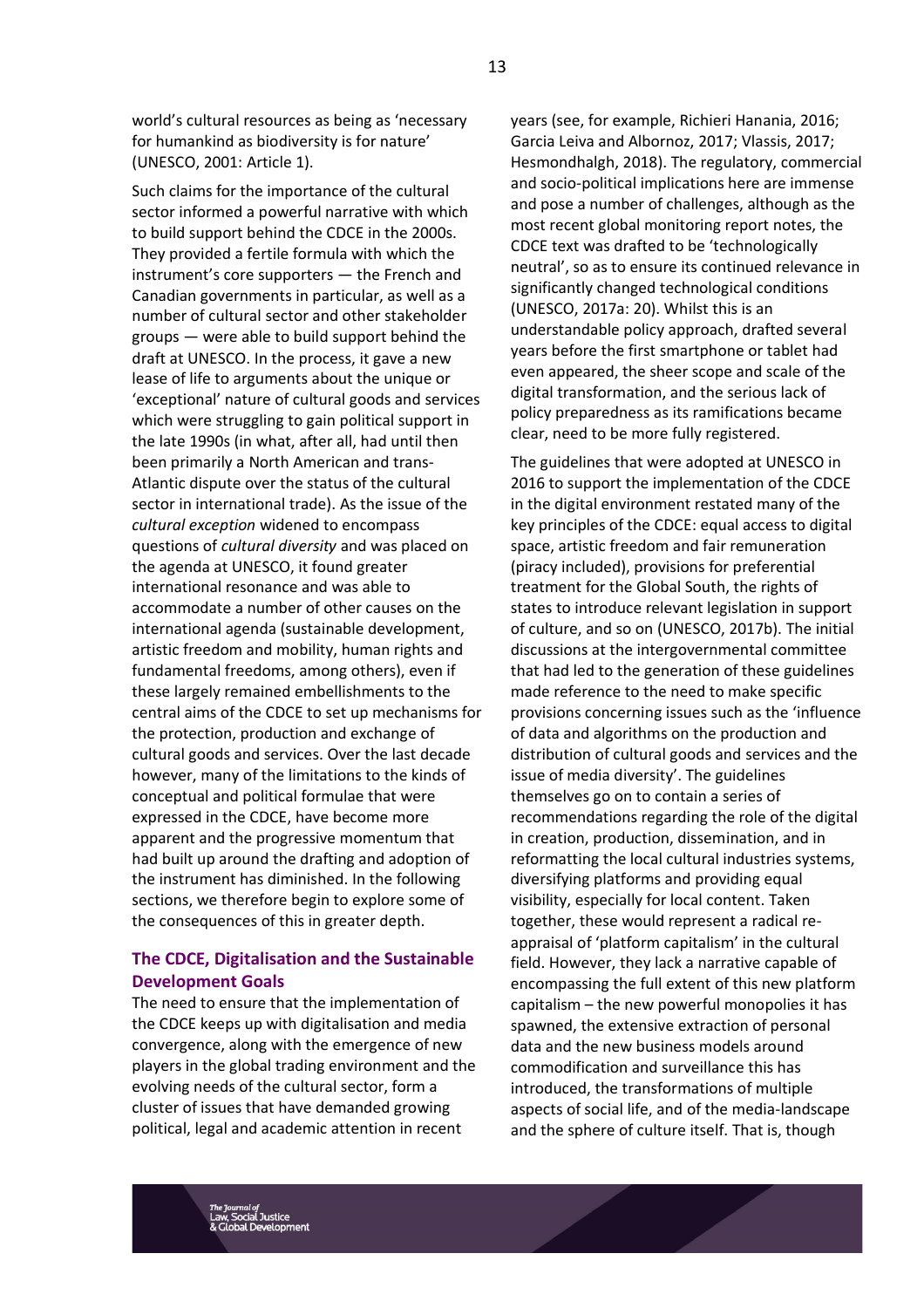world's cultural resources as being as 'necessary for humankind as biodiversity is for nature' (UNESCO, 2001: Article 1).

Such claims for the importance of the cultural sector informed a powerful narrative with which to build support behind the CDCE in the 2000s. They provided a fertile formula with which the instrument's core supporters — the French and Canadian governments in particular, as well as a number of cultural sector and other stakeholder groups — were able to build support behind the draft at UNESCO. In the process, it gave a new lease of life to arguments about the unique or 'exceptional' nature of cultural goods and services which were struggling to gain political support in the late 1990s (in what, after all, had until then been primarily a North American and trans-Atlantic dispute over the status of the cultural sector in international trade). As the issue of the *cultural exception* widened to encompass questions of *cultural diversity* and was placed on the agenda at UNESCO, it found greater international resonance and was able to accommodate a number of other causes on the international agenda (sustainable development, artistic freedom and mobility, human rights and fundamental freedoms, among others), even if these largely remained embellishments to the central aims of the CDCE to set up mechanisms for the protection, production and exchange of cultural goods and services. Over the last decade however, many of the limitations to the kinds of conceptual and political formulae that were expressed in the CDCE, have become more apparent and the progressive momentum that had built up around the drafting and adoption of the instrument has diminished. In the following sections, we therefore begin to explore some of the consequences of this in greater depth.

## The CDCE, Digitalisation and the Sustainable Development Goals

The need to ensure that the implementation of the CDCE keeps up with digitalisation and media convergence, along with the emergence of new players in the global trading environment and the evolving needs of the cultural sector, form a cluster of issues that have demanded growing political, legal and academic attention in recent years (see, for example, Richieri Hanania, 2016; Garcia Leiva and Albornoz, 2017; Vlassis, 2017; Hesmondhalgh, 2018). The regulatory, commercial and socio-political implications here are immense and pose a number of challenges, although as the most recent global monitoring report notes, the CDCE text was drafted to be 'technologically neutral', so as to ensure its continued relevance in significantly changed technological conditions (UNESCO, 2017a: 20). Whilst this is an understandable policy approach, drafted several years before the first smartphone or tablet had even appeared, the sheer scope and scale of the digital transformation, and the serious lack of policy preparedness as its ramifications became clear, need to be more fully registered.

The guidelines that were adopted at UNESCO in 2016 to support the implementation of the CDCE in the digital environment restated many of the key principles of the CDCE: equal access to digital space, artistic freedom and fair remuneration (piracy included), provisions for preferential treatment for the Global South, the rights of states to introduce relevant legislation in support of culture, and so on (UNESCO, 2017b). The initial discussions at the intergovernmental committee that had led to the generation of these guidelines made reference to the need to make specific provisions concerning issues such as the 'influence of data and algorithms on the production and distribution of cultural goods and services and the issue of media diversity'. The guidelines themselves go on to contain a series of recommendations regarding the role of the digital in creation, production, dissemination, and in reformatting the local cultural industries systems, diversifying platforms and providing equal visibility, especially for local content. Taken together, these would represent a radical re-appraisal of 'platform capitalism' in the cultural field. However, they lack a narrative capable of encompassing the full extent of this new platform capitalism – the new powerful monopolies it has spawned, the extensive extraction of personal data and the new business models around commodification and surveillance this has introduced, the transformations of multiple aspects of social life, and of the media-landscape and the sphere of culture itself. That is, though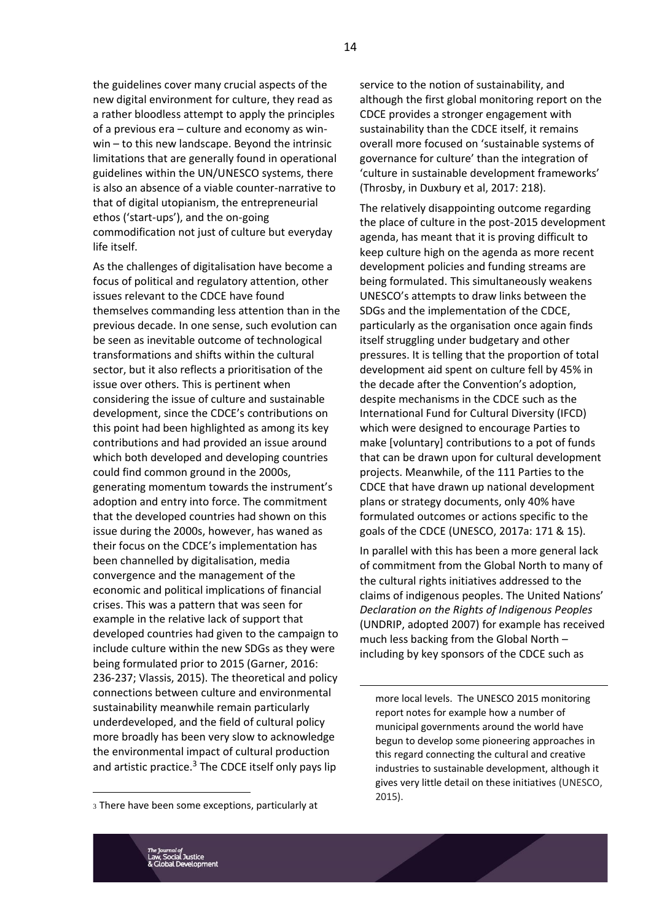the guidelines cover many crucial aspects of the new digital environment for culture, they read as a rather bloodless attempt to apply the principles of a previous era – culture and economy as win-win – to this new landscape. Beyond the intrinsic limitations that are generally found in operational guidelines within the UN/UNESCO systems, there is also an absence of a viable counter-narrative to that of digital utopianism, the entrepreneurial ethos ('start-ups'), and the on-going commodification not just of culture but everyday life itself.

As the challenges of digitalisation have become a focus of political and regulatory attention, other issues relevant to the CDCE have found themselves commanding less attention than in the previous decade. In one sense, such evolution can be seen as inevitable outcome of technological transformations and shifts within the cultural sector, but it also reflects a prioritisation of the issue over others. This is pertinent when considering the issue of culture and sustainable development, since the CDCE's contributions on this point had been highlighted as among its key contributions and had provided an issue around which both developed and developing countries could find common ground in the 2000s, generating momentum towards the instrument's adoption and entry into force. The commitment that the developed countries had shown on this issue during the 2000s, however, has waned as their focus on the CDCE's implementation has been channelled by digitalisation, media convergence and the management of the economic and political implications of financial crises. This was a pattern that was seen for example in the relative lack of support that developed countries had given to the campaign to include culture within the new SDGs as they were being formulated prior to 2015 (Garner, 2016: 236-237; Vlassis, 2015). The theoretical and policy connections between culture and environmental sustainability meanwhile remain particularly underdeveloped, and the field of cultural policy more broadly has been very slow to acknowledge the environmental impact of cultural production and artistic practice.[3] The CDCE itself only pays lip service to the notion of sustainability, and although the first global monitoring report on the CDCE provides a stronger engagement with sustainability than the CDCE itself, it remains overall more focused on 'sustainable systems of governance for culture' than the integration of 'culture in sustainable development frameworks' (Throsby, in Duxbury et al, 2017: 218).

The relatively disappointing outcome regarding the place of culture in the post-2015 development agenda, has meant that it is proving difficult to keep culture high on the agenda as more recent development policies and funding streams are being formulated. This simultaneously weakens UNESCO's attempts to draw links between the SDGs and the implementation of the CDCE, particularly as the organisation once again finds itself struggling under budgetary and other pressures. It is telling that the proportion of total development aid spent on culture fell by 45% in the decade after the Convention's adoption, despite mechanisms in the CDCE such as the International Fund for Cultural Diversity (IFCD) which were designed to encourage Parties to make [voluntary] contributions to a pot of funds that can be drawn upon for cultural development projects. Meanwhile, of the 111 Parties to the CDCE that have drawn up national development plans or strategy documents, only 40% have formulated outcomes or actions specific to the goals of the CDCE (UNESCO, 2017a: 171 & 15).

In parallel with this has been a more general lack of commitment from the Global North to many of the cultural rights initiatives addressed to the claims of indigenous peoples. The United Nations' *Declaration on the Rights of Indigenous Peoples* (UNDRIP, adopted 2007) for example has received much less backing from the Global North – including by key sponsors of the CDCE such as

---

[3] There have been some exceptions, particularly at more local levels. The UNESCO 2015 monitoring report notes for example how a number of municipal governments around the world have begun to develop some pioneering approaches in this regard connecting the cultural and creative industries to sustainable development, although it gives very little detail on these initiatives (UNESCO, 2015).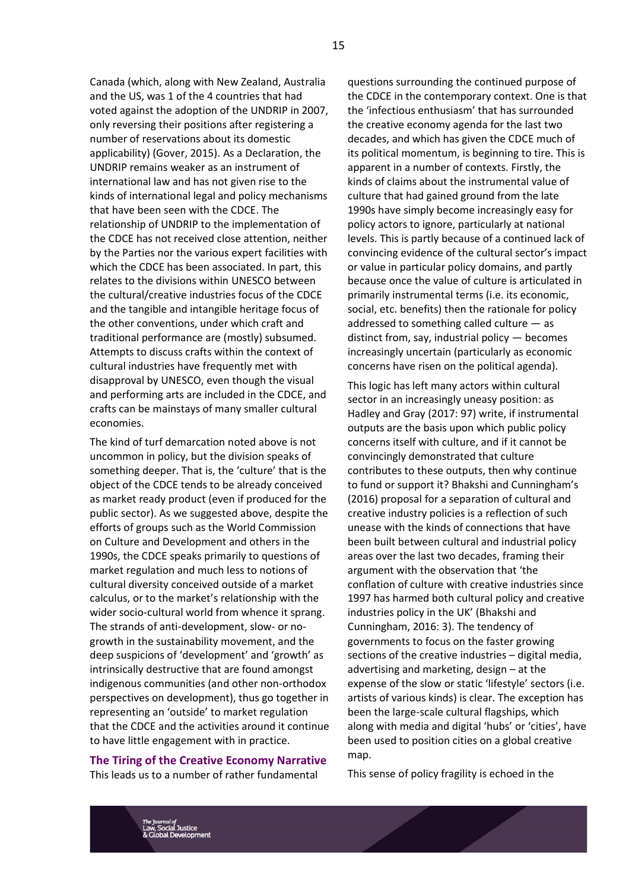Canada (which, along with New Zealand, Australia and the US, was 1 of the 4 countries that had voted against the adoption of the UNDRIP in 2007, only reversing their positions after registering a number of reservations about its domestic applicability) (Gover, 2015). As a Declaration, the UNDRIP remains weaker as an instrument of international law and has not given rise to the kinds of international legal and policy mechanisms that have been seen with the CDCE. The relationship of UNDRIP to the implementation of the CDCE has not received close attention, neither by the Parties nor the various expert facilities with which the CDCE has been associated. In part, this relates to the divisions within UNESCO between the cultural/creative industries focus of the CDCE and the tangible and intangible heritage focus of the other conventions, under which craft and traditional performance are (mostly) subsumed. Attempts to discuss crafts within the context of cultural industries have frequently met with disapproval by UNESCO, even though the visual and performing arts are included in the CDCE, and crafts can be mainstays of many smaller cultural economies.

The kind of turf demarcation noted above is not uncommon in policy, but the division speaks of something deeper. That is, the 'culture' that is the object of the CDCE tends to be already conceived as market ready product (even if produced for the public sector). As we suggested above, despite the efforts of groups such as the World Commission on Culture and Development and others in the 1990s, the CDCE speaks primarily to questions of market regulation and much less to notions of cultural diversity conceived outside of a market calculus, or to the market's relationship with the wider socio-cultural world from whence it sprang. The strands of anti-development, slow- or no-growth in the sustainability movement, and the deep suspicions of 'development' and 'growth' as intrinsically destructive that are found amongst indigenous communities (and other non-orthodox perspectives on development), thus go together in representing an 'outside' to market regulation that the CDCE and the activities around it continue to have little engagement with in practice.

## The Tiring of the Creative Economy Narrative

This leads us to a number of rather fundamental questions surrounding the continued purpose of the CDCE in the contemporary context. One is that the 'infectious enthusiasm' that has surrounded the creative economy agenda for the last two decades, and which has given the CDCE much of its political momentum, is beginning to tire. This is apparent in a number of contexts. Firstly, the kinds of claims about the instrumental value of culture that had gained ground from the late 1990s have simply become increasingly easy for policy actors to ignore, particularly at national levels. This is partly because of a continued lack of convincing evidence of the cultural sector's impact or value in particular policy domains, and partly because once the value of culture is articulated in primarily instrumental terms (i.e. its economic, social, etc. benefits) then the rationale for policy addressed to something called culture — as distinct from, say, industrial policy — becomes increasingly uncertain (particularly as economic concerns have risen on the political agenda).

This logic has left many actors within cultural sector in an increasingly uneasy position: as Hadley and Gray (2017: 97) write, if instrumental outputs are the basis upon which public policy concerns itself with culture, and if it cannot be convincingly demonstrated that culture contributes to these outputs, then why continue to fund or support it? Bhakshi and Cunningham's (2016) proposal for a separation of cultural and creative industry policies is a reflection of such unease with the kinds of connections that have been built between cultural and industrial policy areas over the last two decades, framing their argument with the observation that 'the conflation of culture with creative industries since 1997 has harmed both cultural policy and creative industries policy in the UK' (Bhakshi and Cunningham, 2016: 3). The tendency of governments to focus on the faster growing sections of the creative industries – digital media, advertising and marketing, design – at the expense of the slow or static 'lifestyle' sectors (i.e. artists of various kinds) is clear. The exception has been the large-scale cultural flagships, which along with media and digital 'hubs' or 'cities', have been used to position cities on a global creative map.

This sense of policy fragility is echoed in the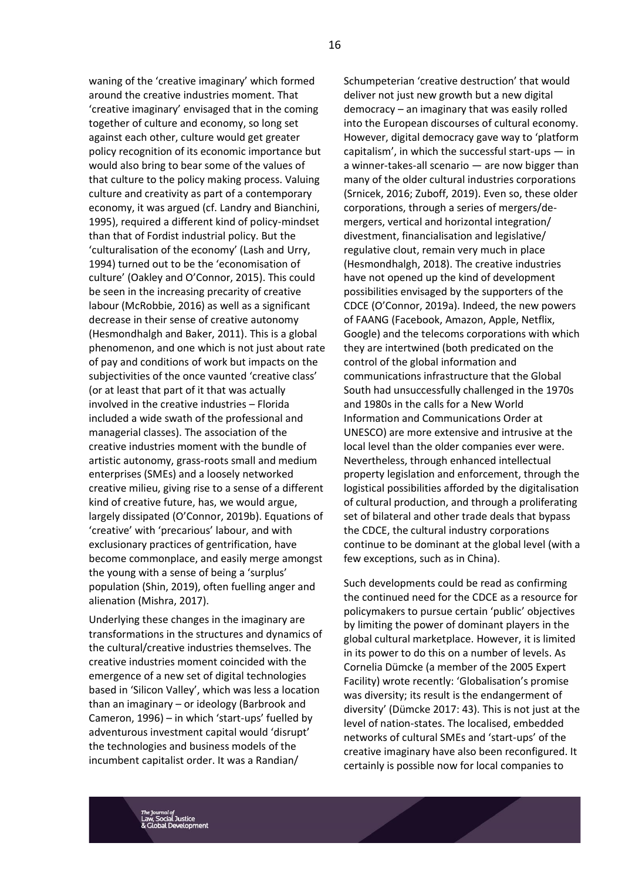waning of the 'creative imaginary' which formed around the creative industries moment. That 'creative imaginary' envisaged that in the coming together of culture and economy, so long set against each other, culture would get greater policy recognition of its economic importance but would also bring to bear some of the values of that culture to the policy making process. Valuing culture and creativity as part of a contemporary economy, it was argued (cf. Landry and Bianchini, 1995), required a different kind of policy-mindset than that of Fordist industrial policy. But the 'culturalisation of the economy' (Lash and Urry, 1994) turned out to be the 'economisation of culture' (Oakley and O'Connor, 2015). This could be seen in the increasing precarity of creative labour (McRobbie, 2016) as well as a significant decrease in their sense of creative autonomy (Hesmondhalgh and Baker, 2011). This is a global phenomenon, and one which is not just about rate of pay and conditions of work but impacts on the subjectivities of the once vaunted 'creative class' (or at least that part of it that was actually involved in the creative industries – Florida included a wide swath of the professional and managerial classes). The association of the creative industries moment with the bundle of artistic autonomy, grass-roots small and medium enterprises (SMEs) and a loosely networked creative milieu, giving rise to a sense of a different kind of creative future, has, we would argue, largely dissipated (O'Connor, 2019b). Equations of 'creative' with 'precarious' labour, and with exclusionary practices of gentrification, have become commonplace, and easily merge amongst the young with a sense of being a 'surplus' population (Shin, 2019), often fuelling anger and alienation (Mishra, 2017).

Underlying these changes in the imaginary are transformations in the structures and dynamics of the cultural/creative industries themselves. The creative industries moment coincided with the emergence of a new set of digital technologies based in 'Silicon Valley', which was less a location than an imaginary – or ideology (Barbrook and Cameron, 1996) – in which 'start-ups' fuelled by adventurous investment capital would 'disrupt' the technologies and business models of the incumbent capitalist order. It was a Randian/ Schumpeterian 'creative destruction' that would deliver not just new growth but a new digital democracy – an imaginary that was easily rolled into the European discourses of cultural economy. However, digital democracy gave way to 'platform capitalism', in which the successful start-ups — in a winner-takes-all scenario — are now bigger than many of the older cultural industries corporations (Srnicek, 2016; Zuboff, 2019). Even so, these older corporations, through a series of mergers/de-mergers, vertical and horizontal integration/ divestment, financialisation and legislative/ regulative clout, remain very much in place (Hesmondhalgh, 2018). The creative industries have not opened up the kind of development possibilities envisaged by the supporters of the CDCE (O'Connor, 2019a). Indeed, the new powers of FAANG (Facebook, Amazon, Apple, Netflix, Google) and the telecoms corporations with which they are intertwined (both predicated on the control of the global information and communications infrastructure that the Global South had unsuccessfully challenged in the 1970s and 1980s in the calls for a New World Information and Communications Order at UNESCO) are more extensive and intrusive at the local level than the older companies ever were. Nevertheless, through enhanced intellectual property legislation and enforcement, through the logistical possibilities afforded by the digitalisation of cultural production, and through a proliferating set of bilateral and other trade deals that bypass the CDCE, the cultural industry corporations continue to be dominant at the global level (with a few exceptions, such as in China).

Such developments could be read as confirming the continued need for the CDCE as a resource for policymakers to pursue certain 'public' objectives by limiting the power of dominant players in the global cultural marketplace. However, it is limited in its power to do this on a number of levels. As Cornelia Dümcke (a member of the 2005 Expert Facility) wrote recently: 'Globalisation's promise was diversity; its result is the endangerment of diversity' (Dümcke 2017: 43). This is not just at the level of nation-states. The localised, embedded networks of cultural SMEs and 'start-ups' of the creative imaginary have also been reconfigured. It certainly is possible now for local companies to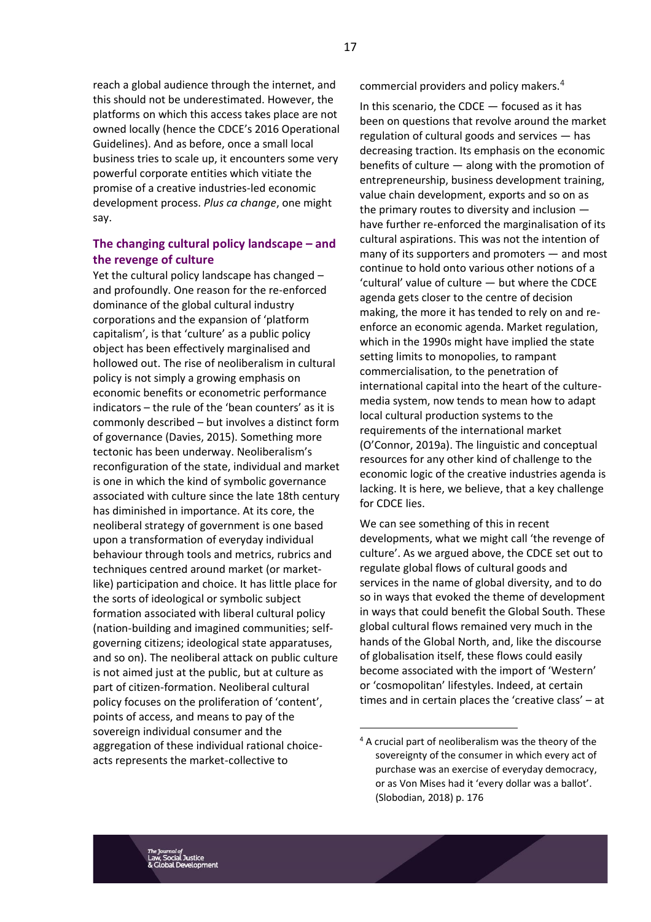reach a global audience through the internet, and this should not be underestimated. However, the platforms on which this access takes place are not owned locally (hence the CDCE's 2016 Operational Guidelines). And as before, once a small local business tries to scale up, it encounters some very powerful corporate entities which vitiate the promise of a creative industries-led economic development process. *Plus ca change*, one might say.

## The changing cultural policy landscape – and the revenge of culture

Yet the cultural policy landscape has changed – and profoundly. One reason for the re-enforced dominance of the global cultural industry corporations and the expansion of 'platform capitalism', is that 'culture' as a public policy object has been effectively marginalised and hollowed out. The rise of neoliberalism in cultural policy is not simply a growing emphasis on economic benefits or econometric performance indicators – the rule of the 'bean counters' as it is commonly described – but involves a distinct form of governance (Davies, 2015). Something more tectonic has been underway. Neoliberalism's reconfiguration of the state, individual and market is one in which the kind of symbolic governance associated with culture since the late 18th century has diminished in importance. At its core, the neoliberal strategy of government is one based upon a transformation of everyday individual behaviour through tools and metrics, rubrics and techniques centred around market (or market-like) participation and choice. It has little place for the sorts of ideological or symbolic subject formation associated with liberal cultural policy (nation-building and imagined communities; self-governing citizens; ideological state apparatuses, and so on). The neoliberal attack on public culture is not aimed just at the public, but at culture as part of citizen-formation. Neoliberal cultural policy focuses on the proliferation of 'content', points of access, and means to pay of the sovereign individual consumer and the aggregation of these individual rational choice-acts represents the market-collective to commercial providers and policy makers.[4]

In this scenario, the CDCE — focused as it has been on questions that revolve around the market regulation of cultural goods and services — has decreasing traction. Its emphasis on the economic benefits of culture — along with the promotion of entrepreneurship, business development training, value chain development, exports and so on as the primary routes to diversity and inclusion — have further re-enforced the marginalisation of its cultural aspirations. This was not the intention of many of its supporters and promoters — and most continue to hold onto various other notions of a 'cultural' value of culture — but where the CDCE agenda gets closer to the centre of decision making, the more it has tended to rely on and re-enforce an economic agenda. Market regulation, which in the 1990s might have implied the state setting limits to monopolies, to rampant commercialisation, to the penetration of international capital into the heart of the culture-media system, now tends to mean how to adapt local cultural production systems to the requirements of the international market (O'Connor, 2019a). The linguistic and conceptual resources for any other kind of challenge to the economic logic of the creative industries agenda is lacking. It is here, we believe, that a key challenge for CDCE lies.

We can see something of this in recent developments, what we might call 'the revenge of culture'. As we argued above, the CDCE set out to regulate global flows of cultural goods and services in the name of global diversity, and to do so in ways that evoked the theme of development in ways that could benefit the Global South. These global cultural flows remained very much in the hands of the Global North, and, like the discourse of globalisation itself, these flows could easily become associated with the import of 'Western' or 'cosmopolitan' lifestyles. Indeed, at certain times and in certain places the 'creative class' – at

[4] A crucial part of neoliberalism was the theory of the sovereignty of the consumer in which every act of purchase was an exercise of everyday democracy, or as Von Mises had it 'every dollar was a ballot'. (Slobodian, 2018) p. 176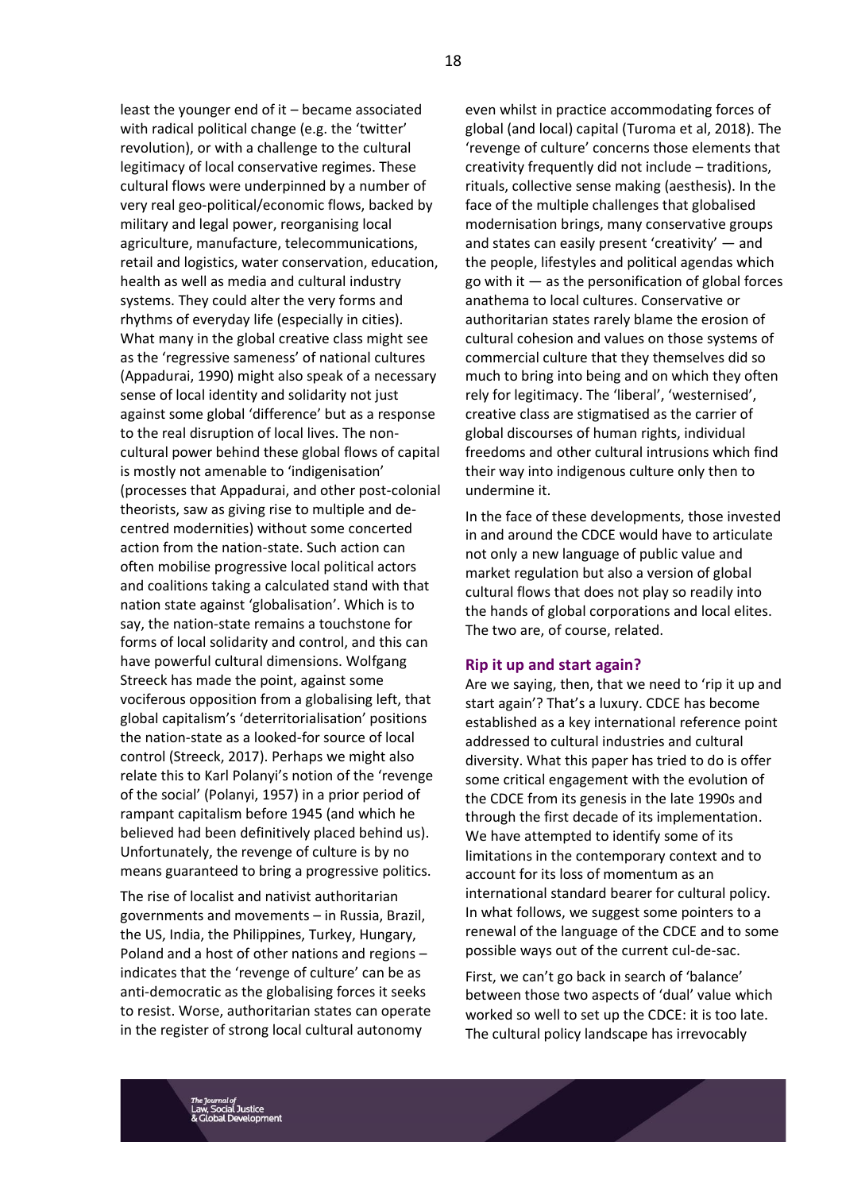least the younger end of it – became associated with radical political change (e.g. the 'twitter' revolution), or with a challenge to the cultural legitimacy of local conservative regimes. These cultural flows were underpinned by a number of very real geo-political/economic flows, backed by military and legal power, reorganising local agriculture, manufacture, telecommunications, retail and logistics, water conservation, education, health as well as media and cultural industry systems. They could alter the very forms and rhythms of everyday life (especially in cities). What many in the global creative class might see as the 'regressive sameness' of national cultures (Appadurai, 1990) might also speak of a necessary sense of local identity and solidarity not just against some global 'difference' but as a response to the real disruption of local lives. The non-cultural power behind these global flows of capital is mostly not amenable to 'indigenisation' (processes that Appadurai, and other post-colonial theorists, saw as giving rise to multiple and de-centred modernities) without some concerted action from the nation-state. Such action can often mobilise progressive local political actors and coalitions taking a calculated stand with that nation state against 'globalisation'. Which is to say, the nation-state remains a touchstone for forms of local solidarity and control, and this can have powerful cultural dimensions. Wolfgang Streeck has made the point, against some vociferous opposition from a globalising left, that global capitalism's 'deterritorialisation' positions the nation-state as a looked-for source of local control (Streeck, 2017). Perhaps we might also relate this to Karl Polanyi's notion of the 'revenge of the social' (Polanyi, 1957) in a prior period of rampant capitalism before 1945 (and which he believed had been definitively placed behind us). Unfortunately, the revenge of culture is by no means guaranteed to bring a progressive politics.

The rise of localist and nativist authoritarian governments and movements – in Russia, Brazil, the US, India, the Philippines, Turkey, Hungary, Poland and a host of other nations and regions – indicates that the 'revenge of culture' can be as anti-democratic as the globalising forces it seeks to resist. Worse, authoritarian states can operate in the register of strong local cultural autonomy even whilst in practice accommodating forces of global (and local) capital (Turoma et al, 2018). The 'revenge of culture' concerns those elements that creativity frequently did not include – traditions, rituals, collective sense making (aesthesis). In the face of the multiple challenges that globalised modernisation brings, many conservative groups and states can easily present 'creativity' — and the people, lifestyles and political agendas which go with it — as the personification of global forces anathema to local cultures. Conservative or authoritarian states rarely blame the erosion of cultural cohesion and values on those systems of commercial culture that they themselves did so much to bring into being and on which they often rely for legitimacy. The 'liberal', 'westernised', creative class are stigmatised as the carrier of global discourses of human rights, individual freedoms and other cultural intrusions which find their way into indigenous culture only then to undermine it.

In the face of these developments, those invested in and around the CDCE would have to articulate not only a new language of public value and market regulation but also a version of global cultural flows that does not play so readily into the hands of global corporations and local elites. The two are, of course, related.

## Rip it up and start again?

Are we saying, then, that we need to 'rip it up and start again'? That's a luxury. CDCE has become established as a key international reference point addressed to cultural industries and cultural diversity. What this paper has tried to do is offer some critical engagement with the evolution of the CDCE from its genesis in the late 1990s and through the first decade of its implementation. We have attempted to identify some of its limitations in the contemporary context and to account for its loss of momentum as an international standard bearer for cultural policy. In what follows, we suggest some pointers to a renewal of the language of the CDCE and to some possible ways out of the current cul-de-sac.

First, we can't go back in search of 'balance' between those two aspects of 'dual' value which worked so well to set up the CDCE: it is too late. The cultural policy landscape has irrevocably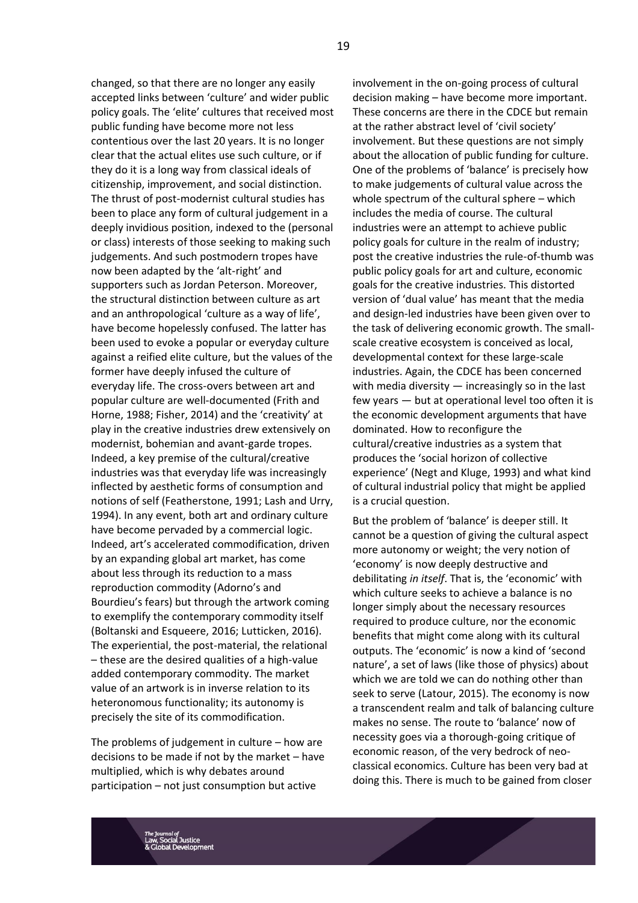changed, so that there are no longer any easily accepted links between 'culture' and wider public policy goals. The 'elite' cultures that received most public funding have become more not less contentious over the last 20 years. It is no longer clear that the actual elites use such culture, or if they do it is a long way from classical ideals of citizenship, improvement, and social distinction. The thrust of post-modernist cultural studies has been to place any form of cultural judgement in a deeply invidious position, indexed to the (personal or class) interests of those seeking to making such judgements. And such postmodern tropes have now been adapted by the 'alt-right' and supporters such as Jordan Peterson. Moreover, the structural distinction between culture as art and an anthropological 'culture as a way of life', have become hopelessly confused. The latter has been used to evoke a popular or everyday culture against a reified elite culture, but the values of the former have deeply infused the culture of everyday life. The cross-overs between art and popular culture are well-documented (Frith and Horne, 1988; Fisher, 2014) and the 'creativity' at play in the creative industries drew extensively on modernist, bohemian and avant-garde tropes. Indeed, a key premise of the cultural/creative industries was that everyday life was increasingly inflected by aesthetic forms of consumption and notions of self (Featherstone, 1991; Lash and Urry, 1994). In any event, both art and ordinary culture have become pervaded by a commercial logic. Indeed, art's accelerated commodification, driven by an expanding global art market, has come about less through its reduction to a mass reproduction commodity (Adorno's and Bourdieu's fears) but through the artwork coming to exemplify the contemporary commodity itself (Boltanski and Esqueere, 2016; Lutticken, 2016). The experiential, the post-material, the relational – these are the desired qualities of a high-value added contemporary commodity. The market value of an artwork is in inverse relation to its heteronomous functionality; its autonomy is precisely the site of its commodification.

The problems of judgement in culture – how are decisions to be made if not by the market – have multiplied, which is why debates around participation – not just consumption but active involvement in the on-going process of cultural decision making – have become more important. These concerns are there in the CDCE but remain at the rather abstract level of 'civil society' involvement. But these questions are not simply about the allocation of public funding for culture. One of the problems of 'balance' is precisely how to make judgements of cultural value across the whole spectrum of the cultural sphere – which includes the media of course. The cultural industries were an attempt to achieve public policy goals for culture in the realm of industry; post the creative industries the rule-of-thumb was public policy goals for art and culture, economic goals for the creative industries. This distorted version of 'dual value' has meant that the media and design-led industries have been given over to the task of delivering economic growth. The small-scale creative ecosystem is conceived as local, developmental context for these large-scale industries. Again, the CDCE has been concerned with media diversity — increasingly so in the last few years — but at operational level too often it is the economic development arguments that have dominated. How to reconfigure the cultural/creative industries as a system that produces the 'social horizon of collective experience' (Negt and Kluge, 1993) and what kind of cultural industrial policy that might be applied is a crucial question.

But the problem of 'balance' is deeper still. It cannot be a question of giving the cultural aspect more autonomy or weight; the very notion of 'economy' is now deeply destructive and debilitating *in itself*. That is, the 'economic' with which culture seeks to achieve a balance is no longer simply about the necessary resources required to produce culture, nor the economic benefits that might come along with its cultural outputs. The 'economic' is now a kind of 'second nature', a set of laws (like those of physics) about which we are told we can do nothing other than seek to serve (Latour, 2015). The economy is now a transcendent realm and talk of balancing culture makes no sense. The route to 'balance' now of necessity goes via a thorough-going critique of economic reason, of the very bedrock of neo-classical economics. Culture has been very bad at doing this. There is much to be gained from closer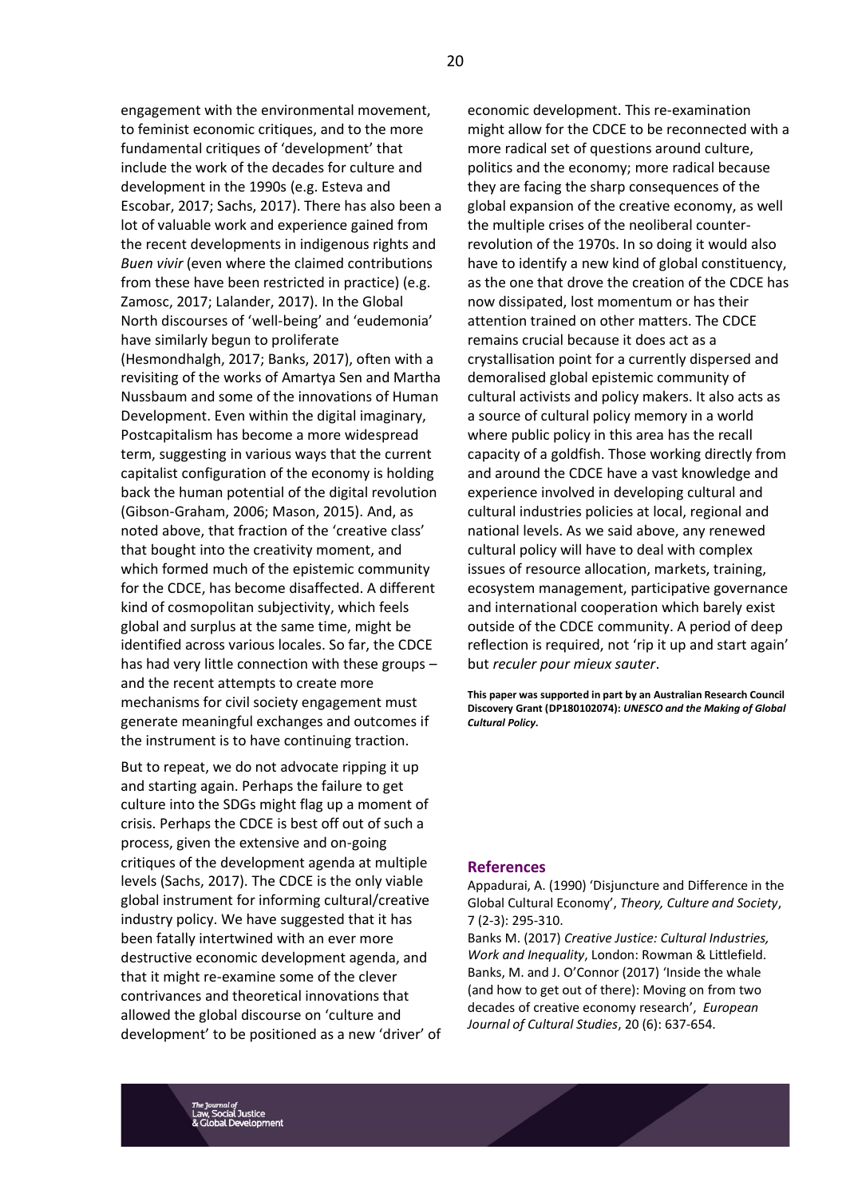engagement with the environmental movement, to feminist economic critiques, and to the more fundamental critiques of 'development' that include the work of the decades for culture and development in the 1990s (e.g. Esteva and Escobar, 2017; Sachs, 2017). There has also been a lot of valuable work and experience gained from the recent developments in indigenous rights and *Buen vivir* (even where the claimed contributions from these have been restricted in practice) (e.g. Zamosc, 2017; Lalander, 2017). In the Global North discourses of 'well-being' and 'eudemonia' have similarly begun to proliferate (Hesmondhalgh, 2017; Banks, 2017), often with a revisiting of the works of Amartya Sen and Martha Nussbaum and some of the innovations of Human Development. Even within the digital imaginary, Postcapitalism has become a more widespread term, suggesting in various ways that the current capitalist configuration of the economy is holding back the human potential of the digital revolution (Gibson-Graham, 2006; Mason, 2015). And, as noted above, that fraction of the 'creative class' that bought into the creativity moment, and which formed much of the epistemic community for the CDCE, has become disaffected. A different kind of cosmopolitan subjectivity, which feels global and surplus at the same time, might be identified across various locales. So far, the CDCE has had very little connection with these groups – and the recent attempts to create more mechanisms for civil society engagement must generate meaningful exchanges and outcomes if the instrument is to have continuing traction.

But to repeat, we do not advocate ripping it up and starting again. Perhaps the failure to get culture into the SDGs might flag up a moment of crisis. Perhaps the CDCE is best off out of such a process, given the extensive and on-going critiques of the development agenda at multiple levels (Sachs, 2017). The CDCE is the only viable global instrument for informing cultural/creative industry policy. We have suggested that it has been fatally intertwined with an ever more destructive economic development agenda, and that it might re-examine some of the clever contrivances and theoretical innovations that allowed the global discourse on 'culture and development' to be positioned as a new 'driver' of economic development. This re-examination might allow for the CDCE to be reconnected with a more radical set of questions around culture, politics and the economy; more radical because they are facing the sharp consequences of the global expansion of the creative economy, as well the multiple crises of the neoliberal counter-revolution of the 1970s. In so doing it would also have to identify a new kind of global constituency, as the one that drove the creation of the CDCE has now dissipated, lost momentum or has their attention trained on other matters. The CDCE remains crucial because it does act as a crystallisation point for a currently dispersed and demoralised global epistemic community of cultural activists and policy makers. It also acts as a source of cultural policy memory in a world where public policy in this area has the recall capacity of a goldfish. Those working directly from and around the CDCE have a vast knowledge and experience involved in developing cultural and cultural industries policies at local, regional and national levels. As we said above, any renewed cultural policy will have to deal with complex issues of resource allocation, markets, training, ecosystem management, participative governance and international cooperation which barely exist outside of the CDCE community. A period of deep reflection is required, not 'rip it up and start again' but *reculer pour mieux sauter*.

**This paper was supported in part by an Australian Research Council Discovery Grant (DP180102074): *UNESCO and the Making of Global Cultural Policy*.**

## References

Appadurai, A. (1990) 'Disjuncture and Difference in the Global Cultural Economy', *Theory, Culture and Society*, 7 (2-3): 295-310.

Banks M. (2017) *Creative Justice: Cultural Industries, Work and Inequality*, London: Rowman & Littlefield.

Banks, M. and J. O'Connor (2017) 'Inside the whale (and how to get out of there): Moving on from two decades of creative economy research', *European Journal of Cultural Studies*, 20 (6): 637-654.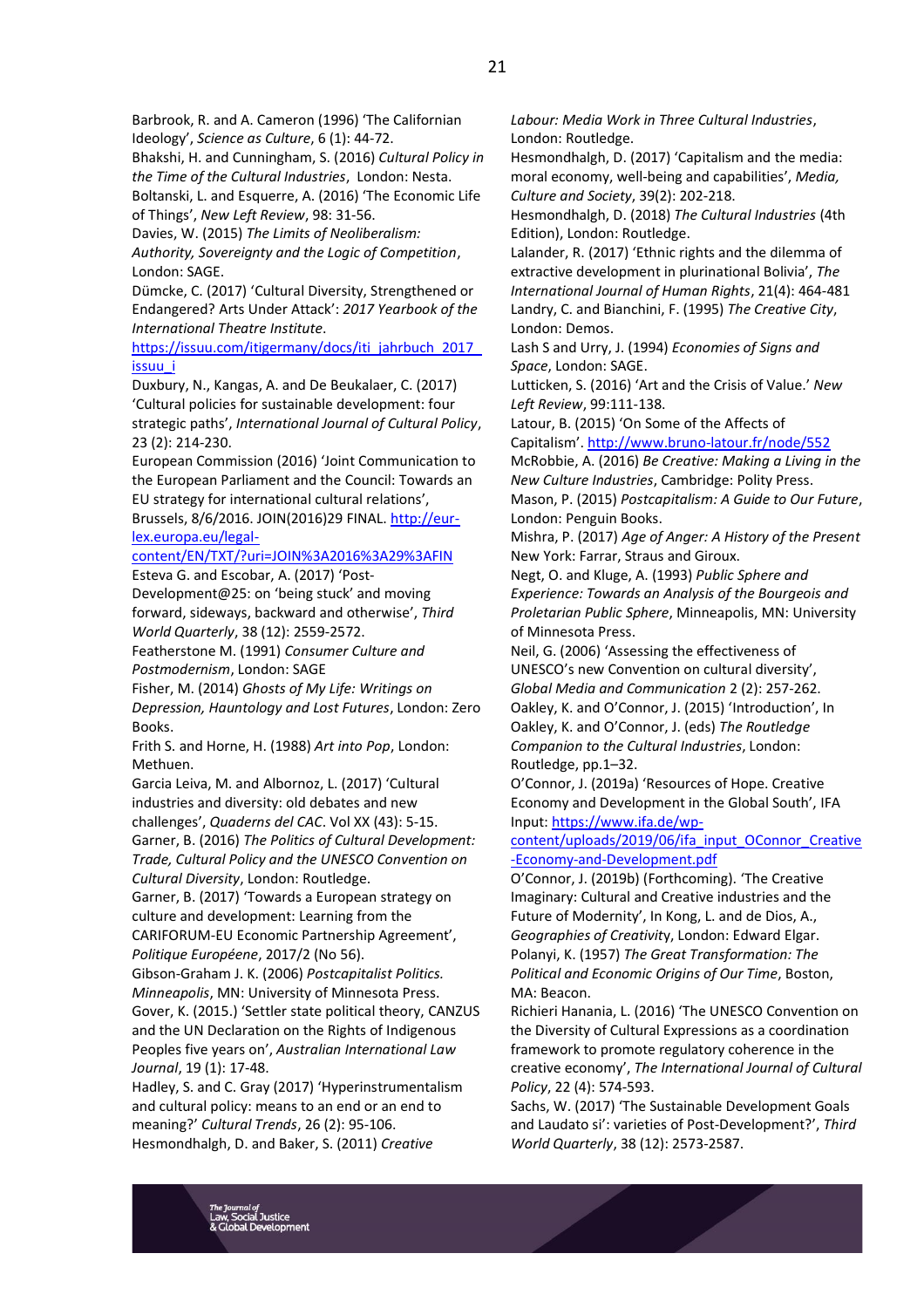Barbrook, R. and A. Cameron (1996) 'The Californian Ideology', *Science as Culture*, 6 (1): 44-72.

Bhakshi, H. and Cunningham, S. (2016) *Cultural Policy in the Time of the Cultural Industries*, London: Nesta.

Boltanski, L. and Esquerre, A. (2016) 'The Economic Life of Things', *New Left Review*, 98: 31-56.

Davies, W. (2015) *The Limits of Neoliberalism: Authority, Sovereignty and the Logic of Competition*, London: SAGE.

Dümcke, C. (2017) 'Cultural Diversity, Strengthened or Endangered? Arts Under Attack': *2017 Yearbook of the International Theatre Institute*. https://issuu.com/itigermany/docs/iti_jahrbuch_2017_issuu_i

Duxbury, N., Kangas, A. and De Beukalaer, C. (2017) 'Cultural policies for sustainable development: four strategic paths', *International Journal of Cultural Policy*, 23 (2): 214-230.

European Commission (2016) 'Joint Communication to the European Parliament and the Council: Towards an EU strategy for international cultural relations', Brussels, 8/6/2016. JOIN(2016)29 FINAL. http://eur-lex.europa.eu/legal-content/EN/TXT/?uri=JOIN%3A2016%3A29%3AFIN

Esteva G. and Escobar, A. (2017) 'Post-Development@25: on 'being stuck' and moving forward, sideways, backward and otherwise', *Third World Quarterly*, 38 (12): 2559-2572.

Featherstone M. (1991) *Consumer Culture and Postmodernism*, London: SAGE

Fisher, M. (2014) *Ghosts of My Life: Writings on Depression, Hauntology and Lost Futures*, London: Zero Books.

Frith S. and Horne, H. (1988) *Art into Pop*, London: Methuen.

Garcia Leiva, M. and Albornoz, L. (2017) 'Cultural industries and diversity: old debates and new challenges', *Quaderns del CAC*. Vol XX (43): 5-15.

Garner, B. (2016) *The Politics of Cultural Development: Trade, Cultural Policy and the UNESCO Convention on Cultural Diversity*, London: Routledge.

Garner, B. (2017) 'Towards a European strategy on culture and development: Learning from the CARIFORUM-EU Economic Partnership Agreement', *Politique Européene*, 2017/2 (No 56).

Gibson-Graham J. K. (2006) *Postcapitalist Politics. Minneapolis*, MN: University of Minnesota Press.

Gover, K. (2015.) 'Settler state political theory, CANZUS and the UN Declaration on the Rights of Indigenous Peoples five years on', *Australian International Law Journal*, 19 (1): 17-48.

Hadley, S. and C. Gray (2017) 'Hyperinstrumentalism and cultural policy: means to an end or an end to meaning?' *Cultural Trends*, 26 (2): 95-106.

Hesmondhalgh, D. and Baker, S. (2011) *Creative Labour: Media Work in Three Cultural Industries*, London: Routledge.

Hesmondhalgh, D. (2017) 'Capitalism and the media: moral economy, well-being and capabilities', *Media, Culture and Society*, 39(2): 202-218.

Hesmondhalgh, D. (2018) *The Cultural Industries* (4th Edition), London: Routledge.

Lalander, R. (2017) 'Ethnic rights and the dilemma of extractive development in plurinational Bolivia', *The International Journal of Human Rights*, 21(4): 464-481

Landry, C. and Bianchini, F. (1995) *The Creative City*, London: Demos.

Lash S and Urry, J. (1994) *Economies of Signs and Space*, London: SAGE.

Lutticken, S. (2016) 'Art and the Crisis of Value.' *New Left Review*, 99:111-138.

Latour, B. (2015) 'On Some of the Affects of Capitalism'. http://www.bruno-latour.fr/node/552

McRobbie, A. (2016) *Be Creative: Making a Living in the New Culture Industries*, Cambridge: Polity Press.

Mason, P. (2015) *Postcapitalism: A Guide to Our Future*, London: Penguin Books.

Mishra, P. (2017) *Age of Anger: A History of the Present* New York: Farrar, Straus and Giroux.

Negt, O. and Kluge, A. (1993) *Public Sphere and Experience: Towards an Analysis of the Bourgeois and Proletarian Public Sphere*, Minneapolis, MN: University of Minnesota Press.

Neil, G. (2006) 'Assessing the effectiveness of UNESCO's new Convention on cultural diversity', *Global Media and Communication* 2 (2): 257-262.

Oakley, K. and O'Connor, J. (2015) 'Introduction', In Oakley, K. and O'Connor, J. (eds) *The Routledge Companion to the Cultural Industries*, London: Routledge, pp.1–32.

O'Connor, J. (2019a) 'Resources of Hope. Creative Economy and Development in the Global South', IFA Input: https://www.ifa.de/wp-content/uploads/2019/06/ifa_input_OConnor_Creative-Economy-and-Development.pdf

O'Connor, J. (2019b) (Forthcoming). 'The Creative Imaginary: Cultural and Creative industries and the Future of Modernity', In Kong, L. and de Dios, A., *Geographies of Creativity*, London: Edward Elgar.

Polanyi, K. (1957) *The Great Transformation: The Political and Economic Origins of Our Time*, Boston, MA: Beacon.

Richieri Hanania, L. (2016) 'The UNESCO Convention on the Diversity of Cultural Expressions as a coordination framework to promote regulatory coherence in the creative economy', *The International Journal of Cultural Policy*, 22 (4): 574-593.

Sachs, W. (2017) 'The Sustainable Development Goals and Laudato si': varieties of Post-Development?', *Third World Quarterly*, 38 (12): 2573-2587.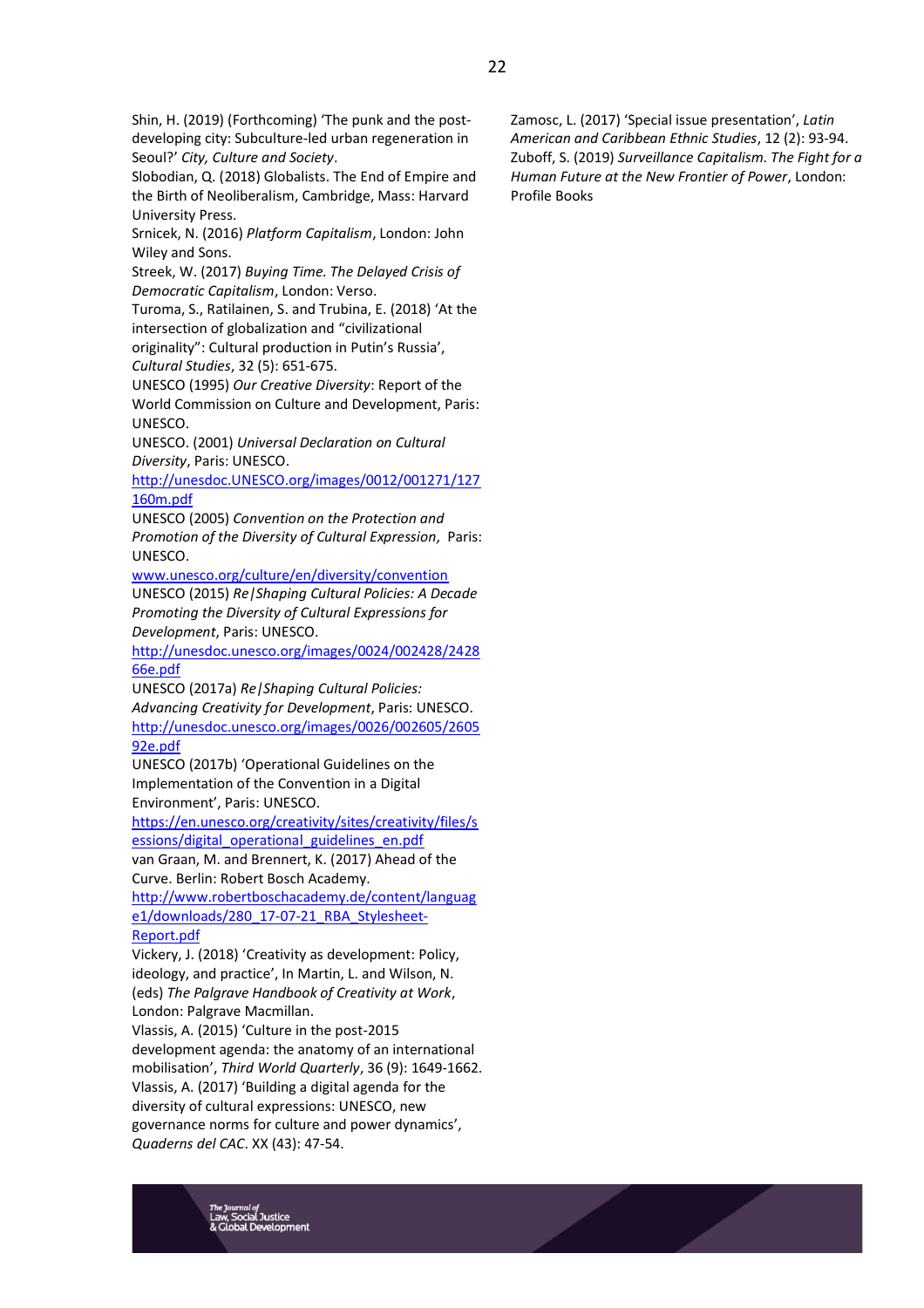Shin, H. (2019) (Forthcoming) 'The punk and the post-developing city: Subculture-led urban regeneration in Seoul?' *City, Culture and Society*.

Slobodian, Q. (2018) Globalists. The End of Empire and the Birth of Neoliberalism, Cambridge, Mass: Harvard University Press.

Srnicek, N. (2016) *Platform Capitalism*, London: John Wiley and Sons.

Streek, W. (2017) *Buying Time. The Delayed Crisis of Democratic Capitalism*, London: Verso.

Turoma, S., Ratilainen, S. and Trubina, E. (2018) 'At the intersection of globalization and "civilizational originality": Cultural production in Putin's Russia', *Cultural Studies*, 32 (5): 651-675.

UNESCO (1995) *Our Creative Diversity*: Report of the World Commission on Culture and Development, Paris: UNESCO.

UNESCO. (2001) *Universal Declaration on Cultural Diversity*, Paris: UNESCO. http://unesdoc.UNESCO.org/images/0012/001271/127160m.pdf

UNESCO (2005) *Convention on the Protection and Promotion of the Diversity of Cultural Expression,* Paris: UNESCO. www.unesco.org/culture/en/diversity/convention

UNESCO (2015) *Re|Shaping Cultural Policies: A Decade Promoting the Diversity of Cultural Expressions for Development*, Paris: UNESCO. http://unesdoc.unesco.org/images/0024/002428/242866e.pdf

UNESCO (2017a) *Re|Shaping Cultural Policies: Advancing Creativity for Development*, Paris: UNESCO. http://unesdoc.unesco.org/images/0026/002605/260592e.pdf

UNESCO (2017b) 'Operational Guidelines on the Implementation of the Convention in a Digital Environment', Paris: UNESCO. https://en.unesco.org/creativity/sites/creativity/files/sessions/digital_operational_guidelines_en.pdf

van Graan, M. and Brennert, K. (2017) Ahead of the Curve. Berlin: Robert Bosch Academy. http://www.robertboschacademy.de/content/language1/downloads/280_17-07-21_RBA_Stylesheet-Report.pdf

Vickery, J. (2018) 'Creativity as development: Policy, ideology, and practice', In Martin, L. and Wilson, N. (eds) *The Palgrave Handbook of Creativity at Work*, London: Palgrave Macmillan.

Vlassis, A. (2015) 'Culture in the post-2015 development agenda: the anatomy of an international mobilisation', *Third World Quarterly*, 36 (9): 1649-1662.

Vlassis, A. (2017) 'Building a digital agenda for the diversity of cultural expressions: UNESCO, new governance norms for culture and power dynamics', *Quaderns del CAC*. XX (43): 47-54.

Zamosc, L. (2017) 'Special issue presentation', *Latin American and Caribbean Ethnic Studies*, 12 (2): 93-94.

Zuboff, S. (2019) *Surveillance Capitalism. The Fight for a Human Future at the New Frontier of Power*, London: Profile Books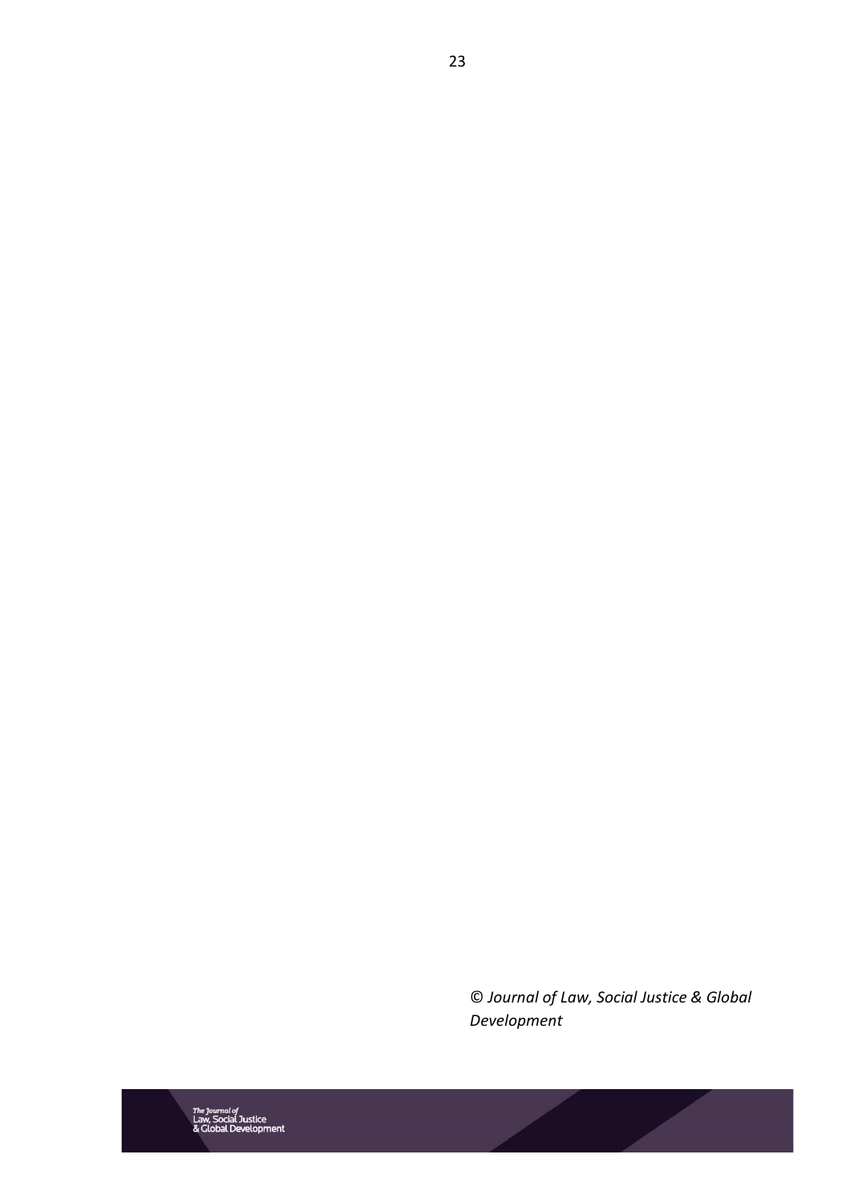© *Journal of Law, Social Justice & Global Development*